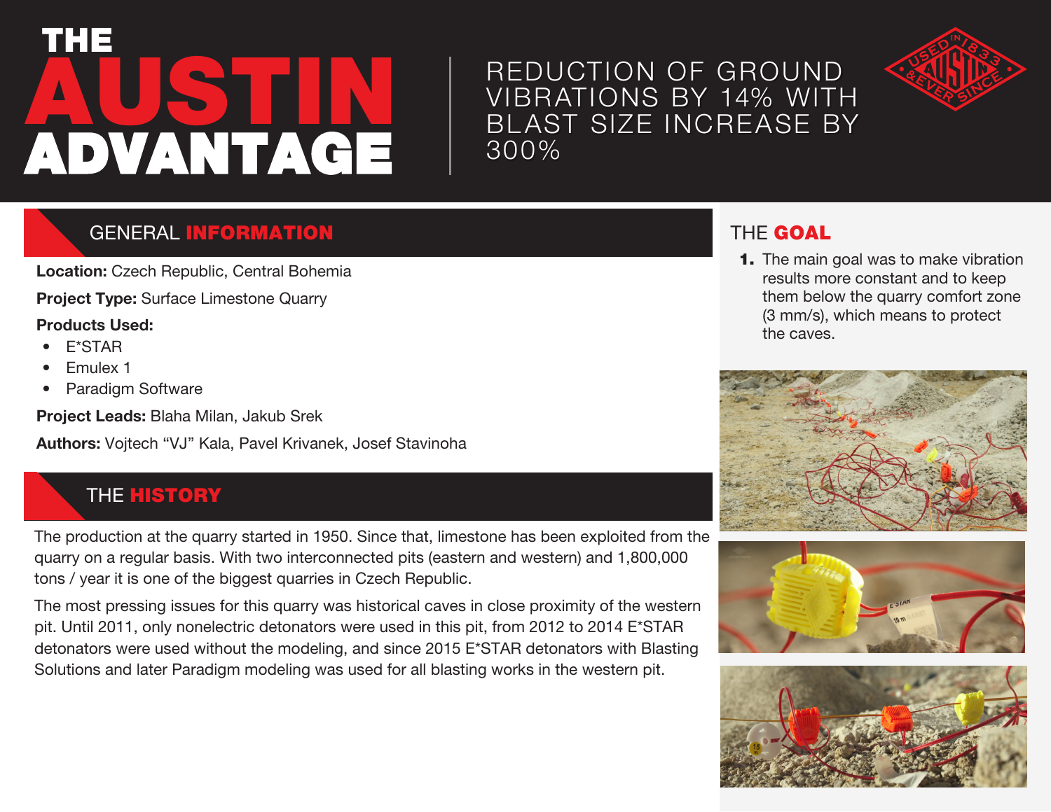# THE AUSTIN ADVANTAGE

## REDUCTION OF GROUND VIBRATIONS BY 14% WITH BLAST SIZE INCREASE BY 300%

## GENERAL INFORMATION

**Location:** Czech Republic, Central Bohemia

**Project Type:** Surface Limestone Quarry

**Products Used:**

- E*STAR
- Emulex 1
- Paradigm Software

**Project Leads:** Blaha Milan, Jakub Srek

**Authors:** Vojtech "VJ" Kala, Pavel Krivanek, Josef Stavinoha

## THE HISTORY

The production at the quarry started in 1950. Since that, limestone has been exploited from the quarry on a regular basis. With two interconnected pits (eastern and western) and 1,800,000 tons / year it is one of the biggest quarries in Czech Republic.

The most pressing issues for this quarry was historical caves in close proximity of the western pit. Until 2011, only nonelectric detonators were used in this pit, from 2012 to 2014 E*STAR detonators were used without the modeling, and since 2015 E*STAR detonators with Blasting Solutions and later Paradigm modeling was used for all blasting works in the western pit.

## THE GOAL

1. The main goal was to make vibration results more constant and to keep them below the quarry comfort zone (3 mm/s), which means to protect the caves.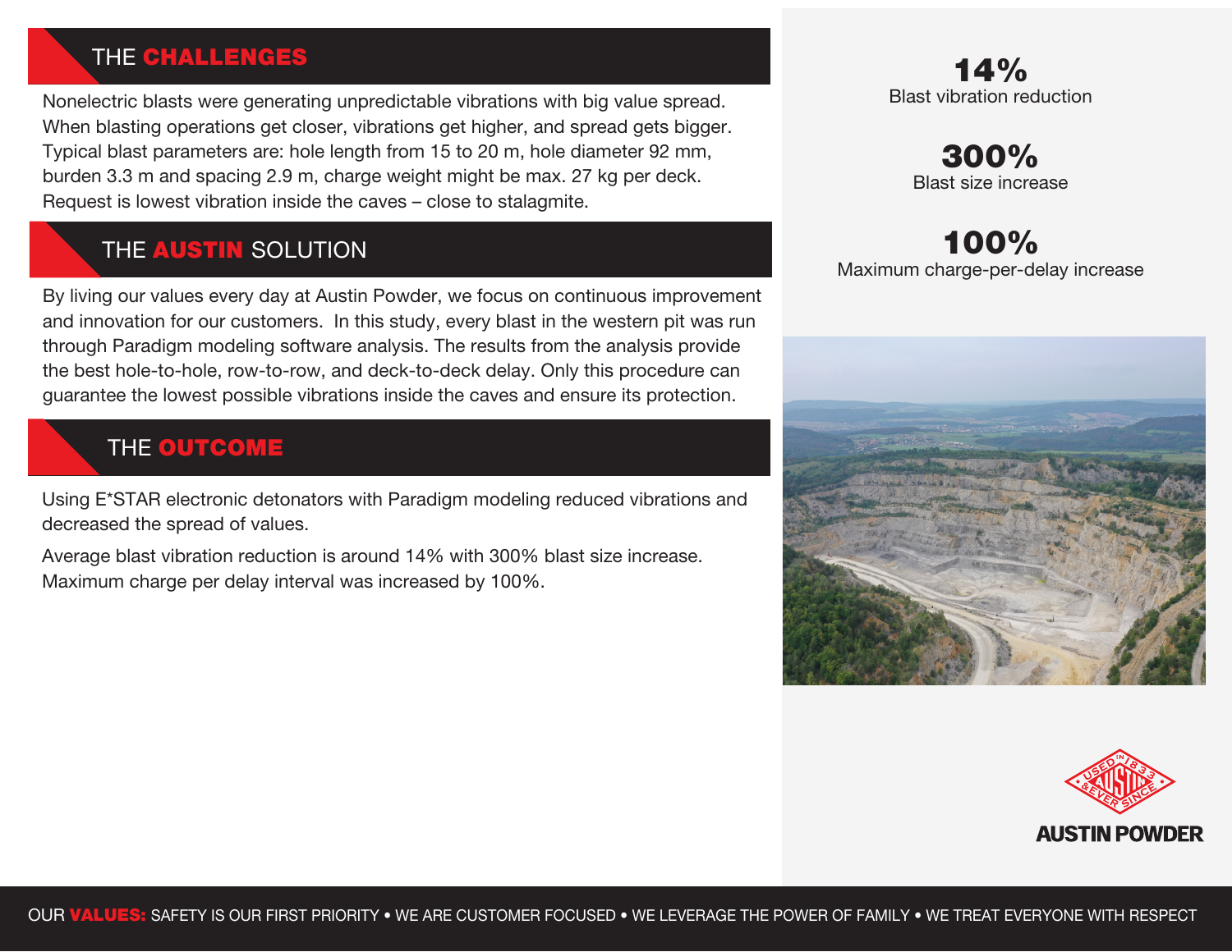## THE CHALLENGES

Nonelectric blasts were generating unpredictable vibrations with big value spread. When blasting operations get closer, vibrations get higher, and spread gets bigger. Typical blast parameters are: hole length from 15 to 20 m, hole diameter 92 mm, burden 3.3 m and spacing 2.9 m, charge weight might be max. 27 kg per deck. Request is lowest vibration inside the caves – close to stalagmite.

## THE AUSTIN SOLUTION

By living our values every day at Austin Powder, we focus on continuous improvement and innovation for our customers. In this study, every blast in the western pit was run through Paradigm modeling software analysis. The results from the analysis provide the best hole-to-hole, row-to-row, and deck-to-deck delay. Only this procedure can guarantee the lowest possible vibrations inside the caves and ensure its protection.

## THE OUTCOME

Using E*STAR electronic detonators with Paradigm modeling reduced vibrations and decreased the spread of values.

Average blast vibration reduction is around 14% with 300% blast size increase. Maximum charge per delay interval was increased by 100%.

**14%**
Blast vibration reduction

**300%**
Blast size increase

**100%**
Maximum charge-per-delay increase

AUSTIN POWDER

OUR **VALUES:** SAFETY IS OUR FIRST PRIORITY • WE ARE CUSTOMER FOCUSED • WE LEVERAGE THE POWER OF FAMILY • WE TREAT EVERYONE WITH RESPECT